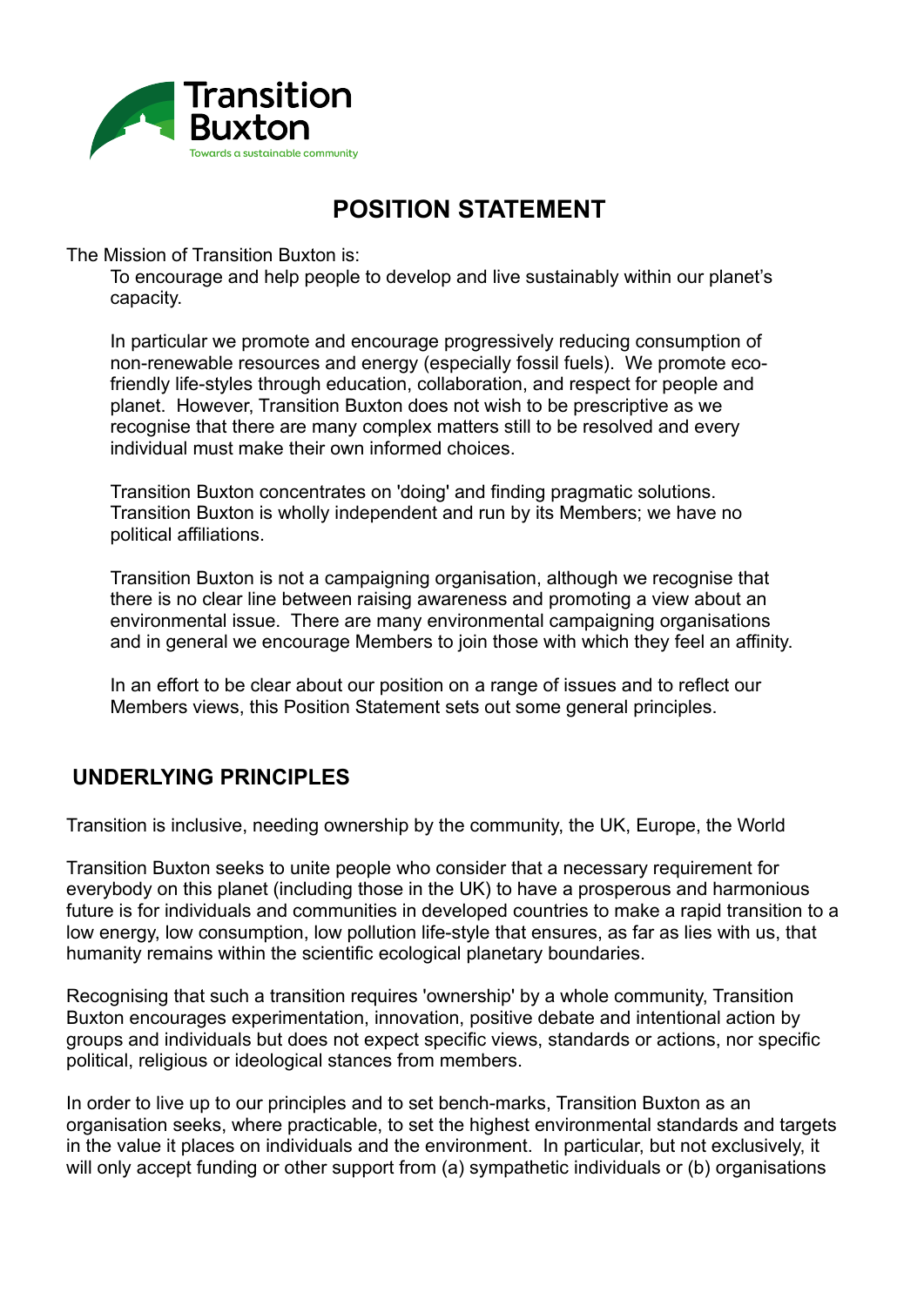Transition Buxton

Towards a sustainable community

# POSITION STATEMENT

The Mission of Transition Buxton is:

To encourage and help people to develop and live sustainably within our planet's capacity.

In particular we promote and encourage progressively reducing consumption of non-renewable resources and energy (especially fossil fuels). We promote eco-friendly life-styles through education, collaboration, and respect for people and planet. However, Transition Buxton does not wish to be prescriptive as we recognise that there are many complex matters still to be resolved and every individual must make their own informed choices.

Transition Buxton concentrates on 'doing' and finding pragmatic solutions. Transition Buxton is wholly independent and run by its Members; we have no political affiliations.

Transition Buxton is not a campaigning organisation, although we recognise that there is no clear line between raising awareness and promoting a view about an environmental issue. There are many environmental campaigning organisations and in general we encourage Members to join those with which they feel an affinity.

In an effort to be clear about our position on a range of issues and to reflect our Members views, this Position Statement sets out some general principles.

## UNDERLYING PRINCIPLES

Transition is inclusive, needing ownership by the community, the UK, Europe, the World

Transition Buxton seeks to unite people who consider that a necessary requirement for everybody on this planet (including those in the UK) to have a prosperous and harmonious future is for individuals and communities in developed countries to make a rapid transition to a low energy, low consumption, low pollution life-style that ensures, as far as lies with us, that humanity remains within the scientific ecological planetary boundaries.

Recognising that such a transition requires 'ownership' by a whole community, Transition Buxton encourages experimentation, innovation, positive debate and intentional action by groups and individuals but does not expect specific views, standards or actions, nor specific political, religious or ideological stances from members.

In order to live up to our principles and to set bench-marks, Transition Buxton as an organisation seeks, where practicable, to set the highest environmental standards and targets in the value it places on individuals and the environment. In particular, but not exclusively, it will only accept funding or other support from (a) sympathetic individuals or (b) organisations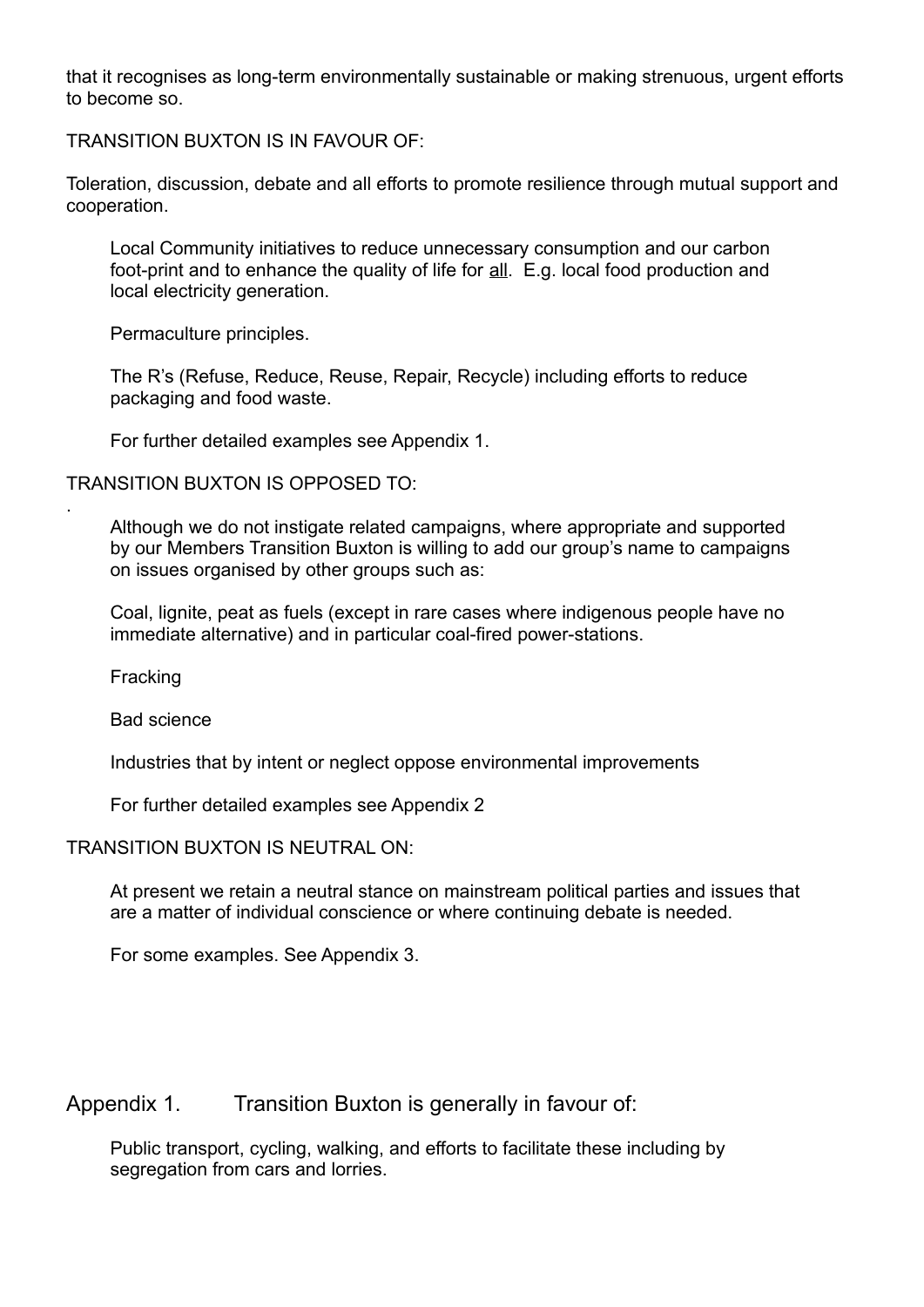that it recognises as long-term environmentally sustainable or making strenuous, urgent efforts to become so.

TRANSITION BUXTON IS IN FAVOUR OF:

Toleration, discussion, debate and all efforts to promote resilience through mutual support and cooperation.

Local Community initiatives to reduce unnecessary consumption and our carbon foot-print and to enhance the quality of life for <u>all</u>. E.g. local food production and local electricity generation.

Permaculture principles.

The R's (Refuse, Reduce, Reuse, Repair, Recycle) including efforts to reduce packaging and food waste.

For further detailed examples see Appendix 1.

TRANSITION BUXTON IS OPPOSED TO:

.

Although we do not instigate related campaigns, where appropriate and supported by our Members Transition Buxton is willing to add our group's name to campaigns on issues organised by other groups such as:

Coal, lignite, peat as fuels (except in rare cases where indigenous people have no immediate alternative) and in particular coal-fired power-stations.

Fracking

Bad science

Industries that by intent or neglect oppose environmental improvements

For further detailed examples see Appendix 2

TRANSITION BUXTON IS NEUTRAL ON:

At present we retain a neutral stance on mainstream political parties and issues that are a matter of individual conscience or where continuing debate is needed.

For some examples. See Appendix 3.

## Appendix 1. Transition Buxton is generally in favour of:

Public transport, cycling, walking, and efforts to facilitate these including by segregation from cars and lorries.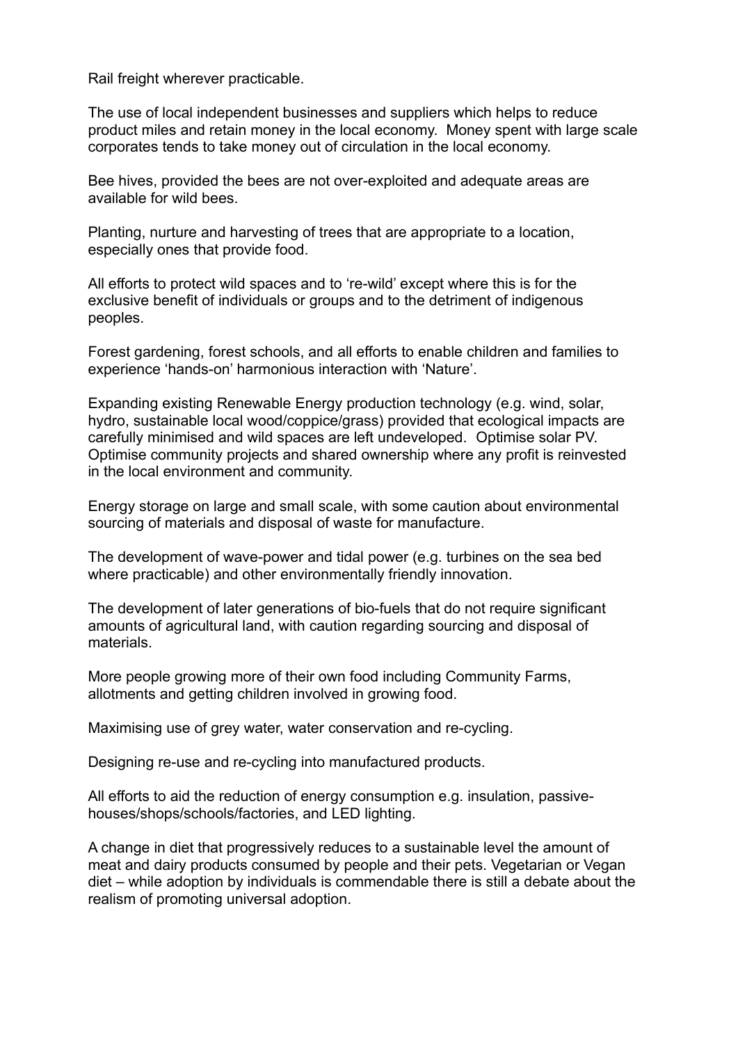Rail freight wherever practicable.

The use of local independent businesses and suppliers which helps to reduce product miles and retain money in the local economy. Money spent with large scale corporates tends to take money out of circulation in the local economy.

Bee hives, provided the bees are not over-exploited and adequate areas are available for wild bees.

Planting, nurture and harvesting of trees that are appropriate to a location, especially ones that provide food.

All efforts to protect wild spaces and to 're-wild' except where this is for the exclusive benefit of individuals or groups and to the detriment of indigenous peoples.

Forest gardening, forest schools, and all efforts to enable children and families to experience 'hands-on' harmonious interaction with 'Nature'.

Expanding existing Renewable Energy production technology (e.g. wind, solar, hydro, sustainable local wood/coppice/grass) provided that ecological impacts are carefully minimised and wild spaces are left undeveloped. Optimise solar PV. Optimise community projects and shared ownership where any profit is reinvested in the local environment and community.

Energy storage on large and small scale, with some caution about environmental sourcing of materials and disposal of waste for manufacture.

The development of wave-power and tidal power (e.g. turbines on the sea bed where practicable) and other environmentally friendly innovation.

The development of later generations of bio-fuels that do not require significant amounts of agricultural land, with caution regarding sourcing and disposal of materials.

More people growing more of their own food including Community Farms, allotments and getting children involved in growing food.

Maximising use of grey water, water conservation and re-cycling.

Designing re-use and re-cycling into manufactured products.

All efforts to aid the reduction of energy consumption e.g. insulation, passive-houses/shops/schools/factories, and LED lighting.

A change in diet that progressively reduces to a sustainable level the amount of meat and dairy products consumed by people and their pets. Vegetarian or Vegan diet – while adoption by individuals is commendable there is still a debate about the realism of promoting universal adoption.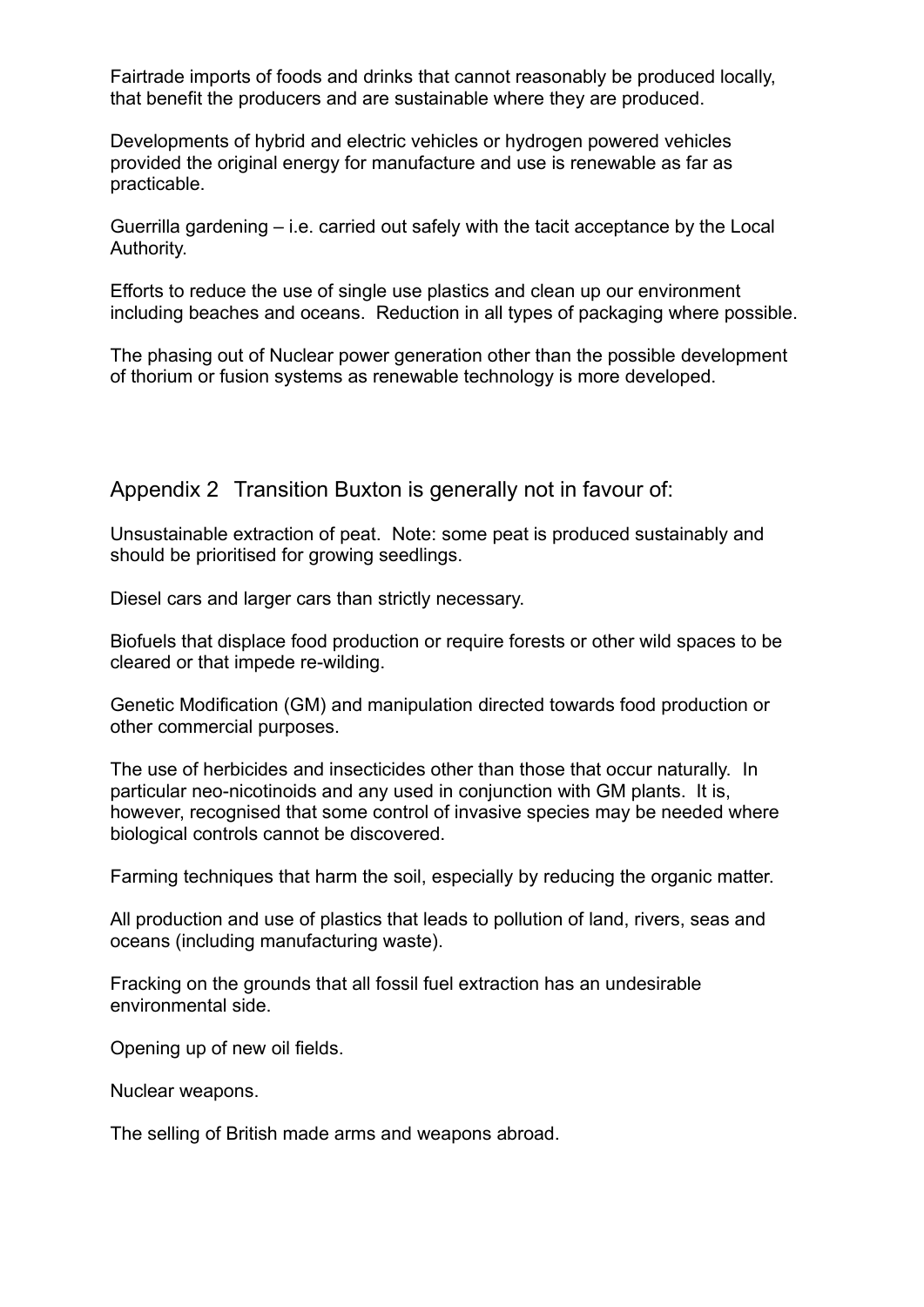Fairtrade imports of foods and drinks that cannot reasonably be produced locally, that benefit the producers and are sustainable where they are produced.

Developments of hybrid and electric vehicles or hydrogen powered vehicles provided the original energy for manufacture and use is renewable as far as practicable.

Guerrilla gardening – i.e. carried out safely with the tacit acceptance by the Local Authority.

Efforts to reduce the use of single use plastics and clean up our environment including beaches and oceans. Reduction in all types of packaging where possible.

The phasing out of Nuclear power generation other than the possible development of thorium or fusion systems as renewable technology is more developed.

## Appendix 2 Transition Buxton is generally not in favour of:

Unsustainable extraction of peat. Note: some peat is produced sustainably and should be prioritised for growing seedlings.

Diesel cars and larger cars than strictly necessary.

Biofuels that displace food production or require forests or other wild spaces to be cleared or that impede re-wilding.

Genetic Modification (GM) and manipulation directed towards food production or other commercial purposes.

The use of herbicides and insecticides other than those that occur naturally. In particular neo-nicotinoids and any used in conjunction with GM plants. It is, however, recognised that some control of invasive species may be needed where biological controls cannot be discovered.

Farming techniques that harm the soil, especially by reducing the organic matter.

All production and use of plastics that leads to pollution of land, rivers, seas and oceans (including manufacturing waste).

Fracking on the grounds that all fossil fuel extraction has an undesirable environmental side.

Opening up of new oil fields.

Nuclear weapons.

The selling of British made arms and weapons abroad.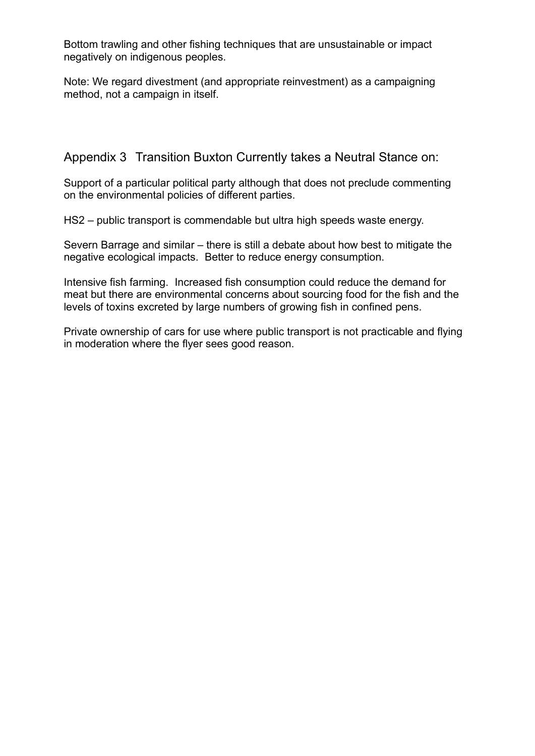Bottom trawling and other fishing techniques that are unsustainable or impact negatively on indigenous peoples.

Note: We regard divestment (and appropriate reinvestment) as a campaigning method, not a campaign in itself.

## Appendix 3 Transition Buxton Currently takes a Neutral Stance on:

Support of a particular political party although that does not preclude commenting on the environmental policies of different parties.

HS2 – public transport is commendable but ultra high speeds waste energy.

Severn Barrage and similar – there is still a debate about how best to mitigate the negative ecological impacts. Better to reduce energy consumption.

Intensive fish farming. Increased fish consumption could reduce the demand for meat but there are environmental concerns about sourcing food for the fish and the levels of toxins excreted by large numbers of growing fish in confined pens.

Private ownership of cars for use where public transport is not practicable and flying in moderation where the flyer sees good reason.